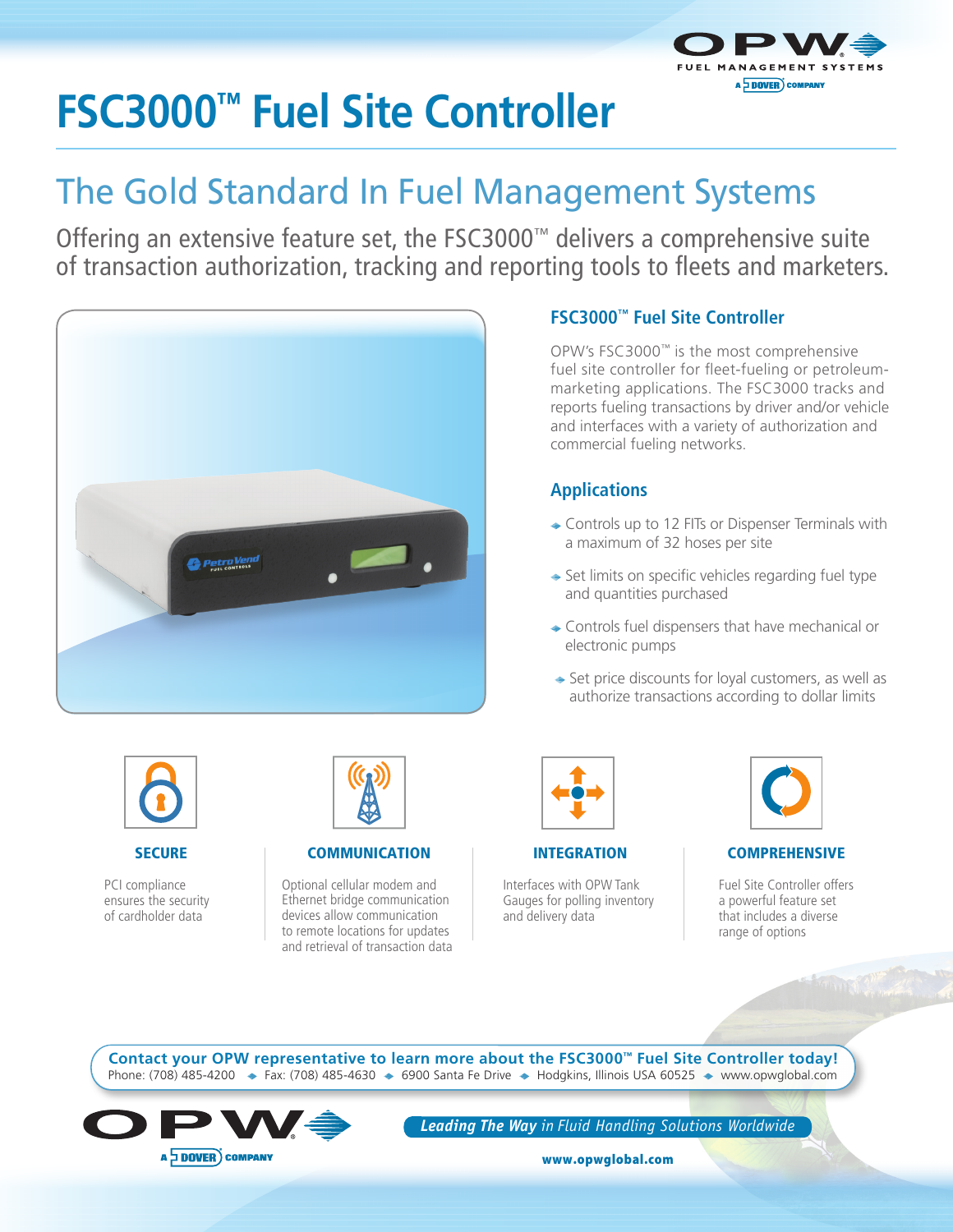# FSC3000™ Fuel Site Controller

## The Gold Standard In Fuel Management Systems

Offering an extensive feature set, the FSC3000™ delivers a comprehensive suite of transaction authorization, tracking and reporting tools to fleets and marketers.

### FSC3000™ Fuel Site Controller

OPW's FSC3000™ is the most comprehensive fuel site controller for fleet-fueling or petroleum-marketing applications. The FSC3000 tracks and reports fueling transactions by driver and/or vehicle and interfaces with a variety of authorization and commercial fueling networks.

### Applications

- Controls up to 12 FITs or Dispenser Terminals with a maximum of 32 hoses per site
- Set limits on specific vehicles regarding fuel type and quantities purchased
- Controls fuel dispensers that have mechanical or electronic pumps
- Set price discounts for loyal customers, as well as authorize transactions according to dollar limits

### SECURE

PCI compliance ensures the security of cardholder data

### COMMUNICATION

Optional cellular modem and Ethernet bridge communication devices allow communication to remote locations for updates and retrieval of transaction data

### INTEGRATION

Interfaces with OPW Tank Gauges for polling inventory and delivery data

### COMPREHENSIVE

Fuel Site Controller offers a powerful feature set that includes a diverse range of options

**Contact your OPW representative to learn more about the FSC3000™ Fuel Site Controller today!**

Phone: (708) 485-4200 ◆ Fax: (708) 485-4630 ◆ 6900 Santa Fe Drive ◆ Hodgkins, Illinois USA 60525 ◆ www.opwglobal.com

OPW — A DOVER COMPANY

***Leading The Way** in Fluid Handling Solutions Worldwide*

**www.opwglobal.com**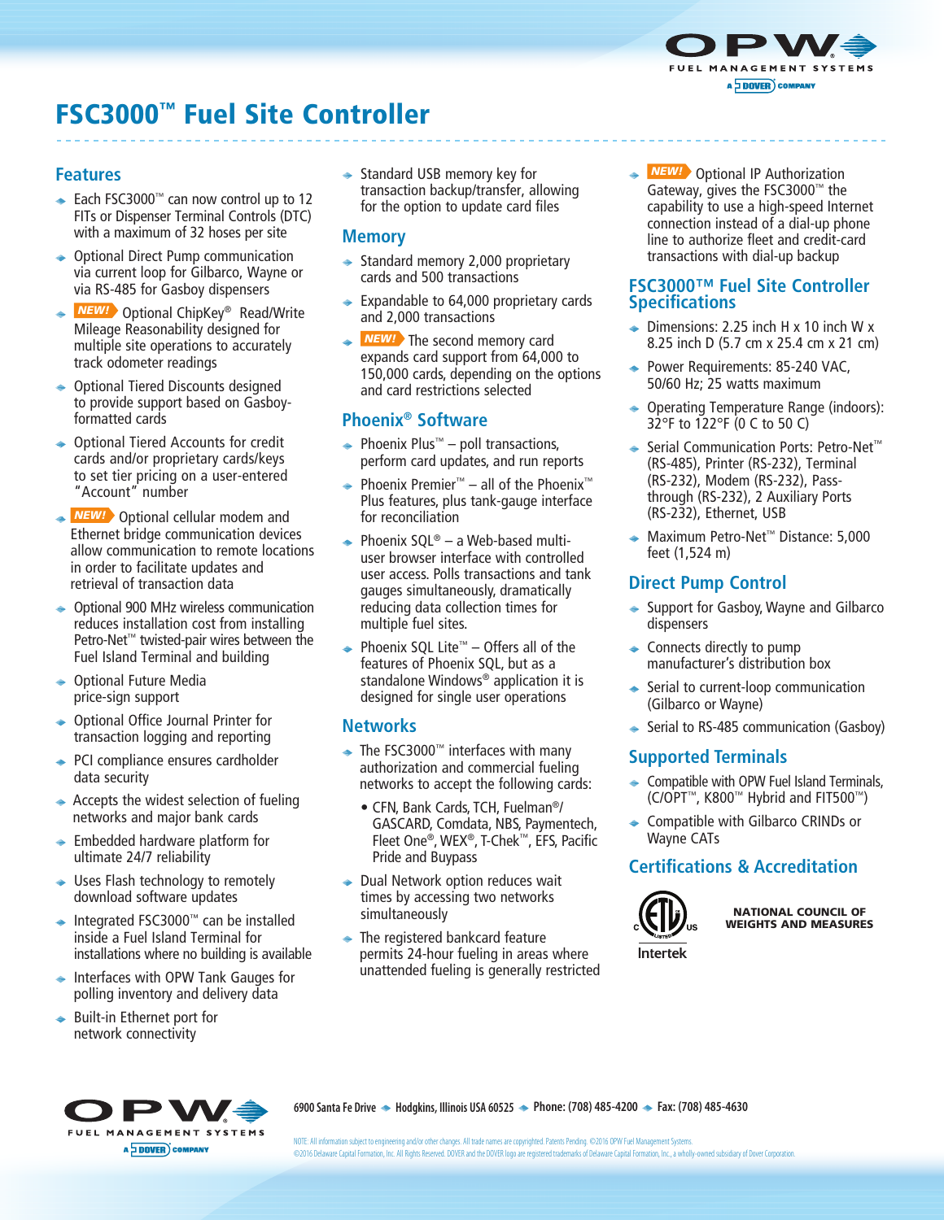# FSC3000™ Fuel Site Controller

## Features

- Each FSC3000™ can now control up to 12 FITs or Dispenser Terminal Controls (DTC) with a maximum of 32 hoses per site
- Optional Direct Pump communication via current loop for Gilbarco, Wayne or via RS-485 for Gasboy dispensers
- NEW! Optional ChipKey® Read/Write Mileage Reasonability designed for multiple site operations to accurately track odometer readings
- Optional Tiered Discounts designed to provide support based on Gasboy-formatted cards
- Optional Tiered Accounts for credit cards and/or proprietary cards/keys to set tier pricing on a user-entered "Account" number
- NEW! Optional cellular modem and Ethernet bridge communication devices allow communication to remote locations in order to facilitate updates and retrieval of transaction data
- Optional 900 MHz wireless communication reduces installation cost from installing Petro-Net™ twisted-pair wires between the Fuel Island Terminal and building
- Optional Future Media price-sign support
- Optional Office Journal Printer for transaction logging and reporting
- PCI compliance ensures cardholder data security
- Accepts the widest selection of fueling networks and major bank cards
- Embedded hardware platform for ultimate 24/7 reliability
- Uses Flash technology to remotely download software updates
- Integrated FSC3000™ can be installed inside a Fuel Island Terminal for installations where no building is available
- Interfaces with OPW Tank Gauges for polling inventory and delivery data
- Built-in Ethernet port for network connectivity
- Standard USB memory key for transaction backup/transfer, allowing for the option to update card files

## Memory

- Standard memory 2,000 proprietary cards and 500 transactions
- Expandable to 64,000 proprietary cards and 2,000 transactions
- NEW! The second memory card expands card support from 64,000 to 150,000 cards, depending on the options and card restrictions selected

## Phoenix® Software

- Phoenix Plus™ – poll transactions, perform card updates, and run reports
- Phoenix Premier™ – all of the Phoenix™ Plus features, plus tank-gauge interface for reconciliation
- Phoenix SQL® – a Web-based multi-user browser interface with controlled user access. Polls transactions and tank gauges simultaneously, dramatically reducing data collection times for multiple fuel sites.
- Phoenix SQL Lite™ – Offers all of the features of Phoenix SQL, but as a standalone Windows® application it is designed for single user operations

## Networks

- The FSC3000™ interfaces with many authorization and commercial fueling networks to accept the following cards:
  - CFN, Bank Cards, TCH, Fuelman®/GASCARD, Comdata, NBS, Paymentech, Fleet One®, WEX®, T-Chek™, EFS, Pacific Pride and Buypass
- Dual Network option reduces wait times by accessing two networks simultaneously
- The registered bankcard feature permits 24-hour fueling in areas where unattended fueling is generally restricted
- NEW! Optional IP Authorization Gateway, gives the FSC3000™ the capability to use a high-speed Internet connection instead of a dial-up phone line to authorize fleet and credit-card transactions with dial-up backup

## FSC3000™ Fuel Site Controller Specifications

- Dimensions: 2.25 inch H x 10 inch W x 8.25 inch D (5.7 cm x 25.4 cm x 21 cm)
- Power Requirements: 85-240 VAC, 50/60 Hz; 25 watts maximum
- Operating Temperature Range (indoors): 32°F to 122°F (0 C to 50 C)
- Serial Communication Ports: Petro-Net™ (RS-485), Printer (RS-232), Terminal (RS-232), Modem (RS-232), Pass-through (RS-232), 2 Auxiliary Ports (RS-232), Ethernet, USB
- Maximum Petro-Net™ Distance: 5,000 feet (1,524 m)

## Direct Pump Control

- Support for Gasboy, Wayne and Gilbarco dispensers
- Connects directly to pump manufacturer's distribution box
- Serial to current-loop communication (Gilbarco or Wayne)
- Serial to RS-485 communication (Gasboy)

## Supported Terminals

- Compatible with OPW Fuel Island Terminals, (C/OPT™, K800™ Hybrid and FIT500™)
- Compatible with Gilbarco CRINDs or Wayne CATs

## Certifications & Accreditation

Intertek

NATIONAL COUNCIL OF WEIGHTS AND MEASURES

6900 Santa Fe Drive ◆ Hodgkins, Illinois USA 60525 ◆ Phone: (708) 485-4200 ◆ Fax: (708) 485-4630

NOTE: All information subject to engineering and/or other changes. All trade names are copyrighted. Patents Pending. ©2016 OPW Fuel Management Systems.
©2016 Delaware Capital Formation, Inc. All Rights Reserved. DOVER and the DOVER logo are registered trademarks of Delaware Capital Formation, Inc., a wholly-owned subsidiary of Dover Corporation.